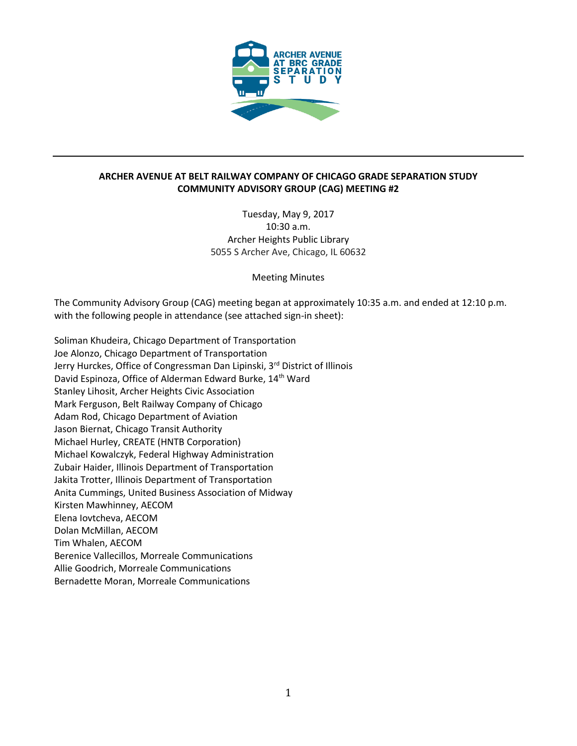**ARCHER AVENUE AT BELT RAILWAY COMPANY OF CHICAGO GRADE SEPARATION STUDY**
**COMMUNITY ADVISORY GROUP (CAG) MEETING #2**

Tuesday, May 9, 2017
10:30 a.m.
Archer Heights Public Library
5055 S Archer Ave, Chicago, IL 60632

Meeting Minutes

The Community Advisory Group (CAG) meeting began at approximately 10:35 a.m. and ended at 12:10 p.m. with the following people in attendance (see attached sign-in sheet):

Soliman Khudeira, Chicago Department of Transportation
Joe Alonzo, Chicago Department of Transportation
Jerry Hurckes, Office of Congressman Dan Lipinski, 3rd District of Illinois
David Espinoza, Office of Alderman Edward Burke, 14th Ward
Stanley Lihosit, Archer Heights Civic Association
Mark Ferguson, Belt Railway Company of Chicago
Adam Rod, Chicago Department of Aviation
Jason Biernat, Chicago Transit Authority
Michael Hurley, CREATE (HNTB Corporation)
Michael Kowalczyk, Federal Highway Administration
Zubair Haider, Illinois Department of Transportation
Jakita Trotter, Illinois Department of Transportation
Anita Cummings, United Business Association of Midway
Kirsten Mawhinney, AECOM
Elena Iovtcheva, AECOM
Dolan McMillan, AECOM
Tim Whalen, AECOM
Berenice Vallecillos, Morreale Communications
Allie Goodrich, Morreale Communications
Bernadette Moran, Morreale Communications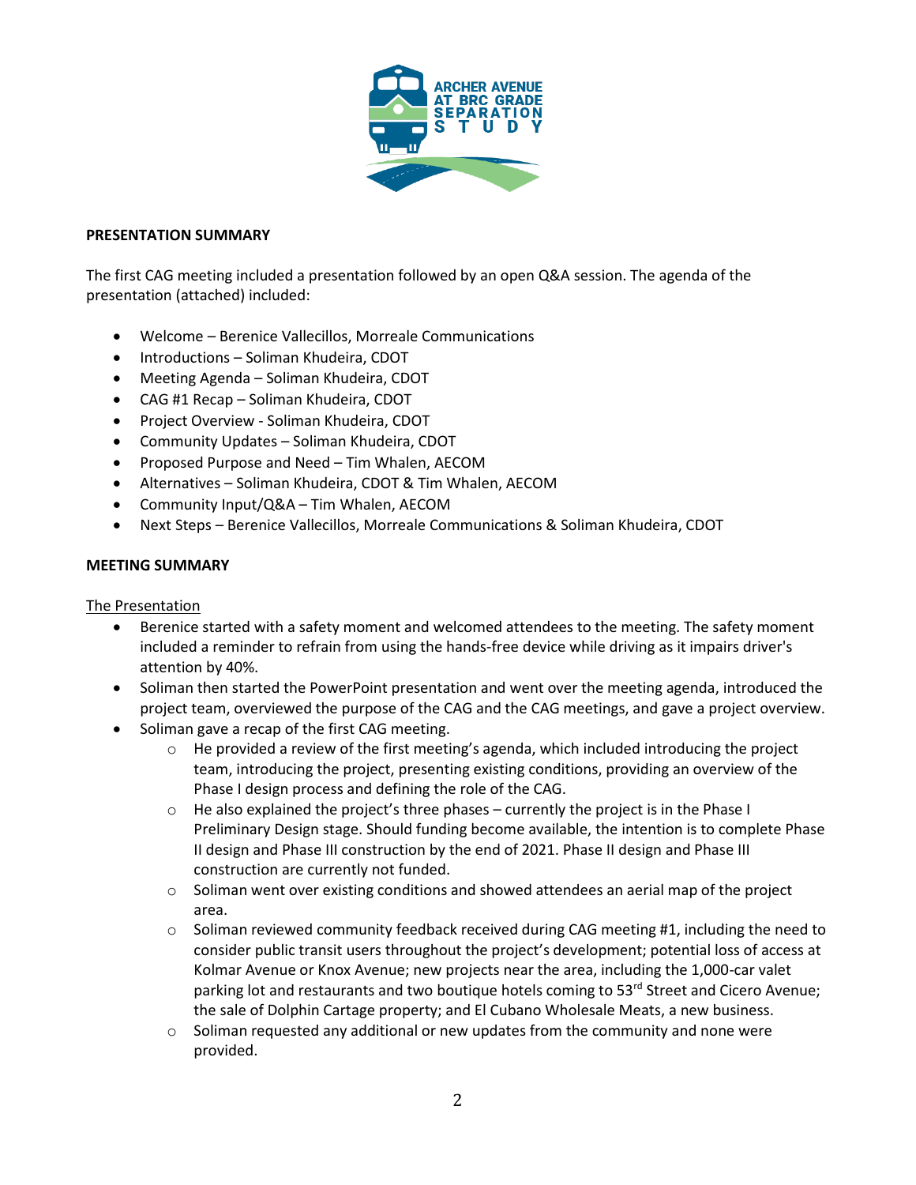**PRESENTATION SUMMARY**

The first CAG meeting included a presentation followed by an open Q&A session. The agenda of the presentation (attached) included:

- Welcome – Berenice Vallecillos, Morreale Communications
- Introductions – Soliman Khudeira, CDOT
- Meeting Agenda – Soliman Khudeira, CDOT
- CAG #1 Recap – Soliman Khudeira, CDOT
- Project Overview - Soliman Khudeira, CDOT
- Community Updates – Soliman Khudeira, CDOT
- Proposed Purpose and Need – Tim Whalen, AECOM
- Alternatives – Soliman Khudeira, CDOT & Tim Whalen, AECOM
- Community Input/Q&A – Tim Whalen, AECOM
- Next Steps – Berenice Vallecillos, Morreale Communications & Soliman Khudeira, CDOT

**MEETING SUMMARY**

The Presentation

- Berenice started with a safety moment and welcomed attendees to the meeting. The safety moment included a reminder to refrain from using the hands-free device while driving as it impairs driver's attention by 40%.
- Soliman then started the PowerPoint presentation and went over the meeting agenda, introduced the project team, overviewed the purpose of the CAG and the CAG meetings, and gave a project overview.
- Soliman gave a recap of the first CAG meeting.
  - He provided a review of the first meeting's agenda, which included introducing the project team, introducing the project, presenting existing conditions, providing an overview of the Phase I design process and defining the role of the CAG.
  - He also explained the project's three phases – currently the project is in the Phase I Preliminary Design stage. Should funding become available, the intention is to complete Phase II design and Phase III construction by the end of 2021. Phase II design and Phase III construction are currently not funded.
  - Soliman went over existing conditions and showed attendees an aerial map of the project area.
  - Soliman reviewed community feedback received during CAG meeting #1, including the need to consider public transit users throughout the project's development; potential loss of access at Kolmar Avenue or Knox Avenue; new projects near the area, including the 1,000-car valet parking lot and restaurants and two boutique hotels coming to 53rd Street and Cicero Avenue; the sale of Dolphin Cartage property; and El Cubano Wholesale Meats, a new business.
  - Soliman requested any additional or new updates from the community and none were provided.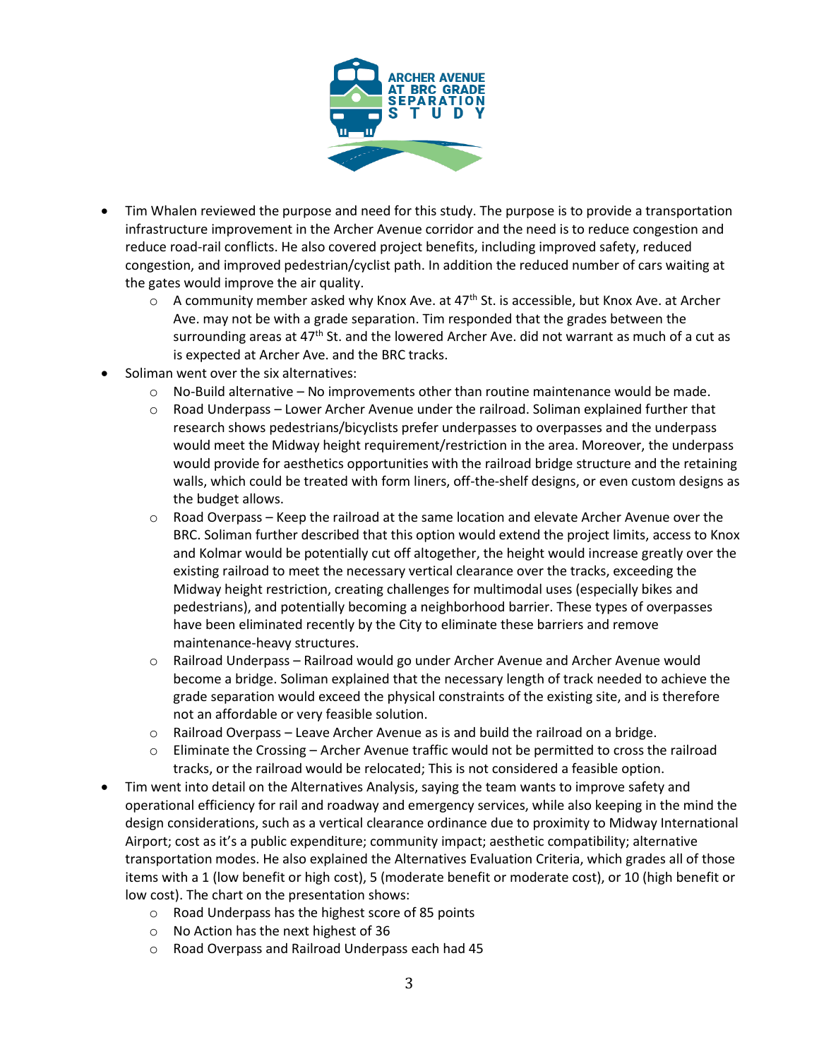- Tim Whalen reviewed the purpose and need for this study. The purpose is to provide a transportation infrastructure improvement in the Archer Avenue corridor and the need is to reduce congestion and reduce road-rail conflicts. He also covered project benefits, including improved safety, reduced congestion, and improved pedestrian/cyclist path. In addition the reduced number of cars waiting at the gates would improve the air quality.
  - A community member asked why Knox Ave. at 47th St. is accessible, but Knox Ave. at Archer Ave. may not be with a grade separation. Tim responded that the grades between the surrounding areas at 47th St. and the lowered Archer Ave. did not warrant as much of a cut as is expected at Archer Ave. and the BRC tracks.
- Soliman went over the six alternatives:
  - No-Build alternative – No improvements other than routine maintenance would be made.
  - Road Underpass – Lower Archer Avenue under the railroad. Soliman explained further that research shows pedestrians/bicyclists prefer underpasses to overpasses and the underpass would meet the Midway height requirement/restriction in the area. Moreover, the underpass would provide for aesthetics opportunities with the railroad bridge structure and the retaining walls, which could be treated with form liners, off-the-shelf designs, or even custom designs as the budget allows.
  - Road Overpass – Keep the railroad at the same location and elevate Archer Avenue over the BRC. Soliman further described that this option would extend the project limits, access to Knox and Kolmar would be potentially cut off altogether, the height would increase greatly over the existing railroad to meet the necessary vertical clearance over the tracks, exceeding the Midway height restriction, creating challenges for multimodal uses (especially bikes and pedestrians), and potentially becoming a neighborhood barrier. These types of overpasses have been eliminated recently by the City to eliminate these barriers and remove maintenance-heavy structures.
  - Railroad Underpass – Railroad would go under Archer Avenue and Archer Avenue would become a bridge. Soliman explained that the necessary length of track needed to achieve the grade separation would exceed the physical constraints of the existing site, and is therefore not an affordable or very feasible solution.
  - Railroad Overpass – Leave Archer Avenue as is and build the railroad on a bridge.
  - Eliminate the Crossing – Archer Avenue traffic would not be permitted to cross the railroad tracks, or the railroad would be relocated; This is not considered a feasible option.
- Tim went into detail on the Alternatives Analysis, saying the team wants to improve safety and operational efficiency for rail and roadway and emergency services, while also keeping in the mind the design considerations, such as a vertical clearance ordinance due to proximity to Midway International Airport; cost as it's a public expenditure; community impact; aesthetic compatibility; alternative transportation modes. He also explained the Alternatives Evaluation Criteria, which grades all of those items with a 1 (low benefit or high cost), 5 (moderate benefit or moderate cost), or 10 (high benefit or low cost). The chart on the presentation shows:
  - Road Underpass has the highest score of 85 points
  - No Action has the next highest of 36
  - Road Overpass and Railroad Underpass each had 45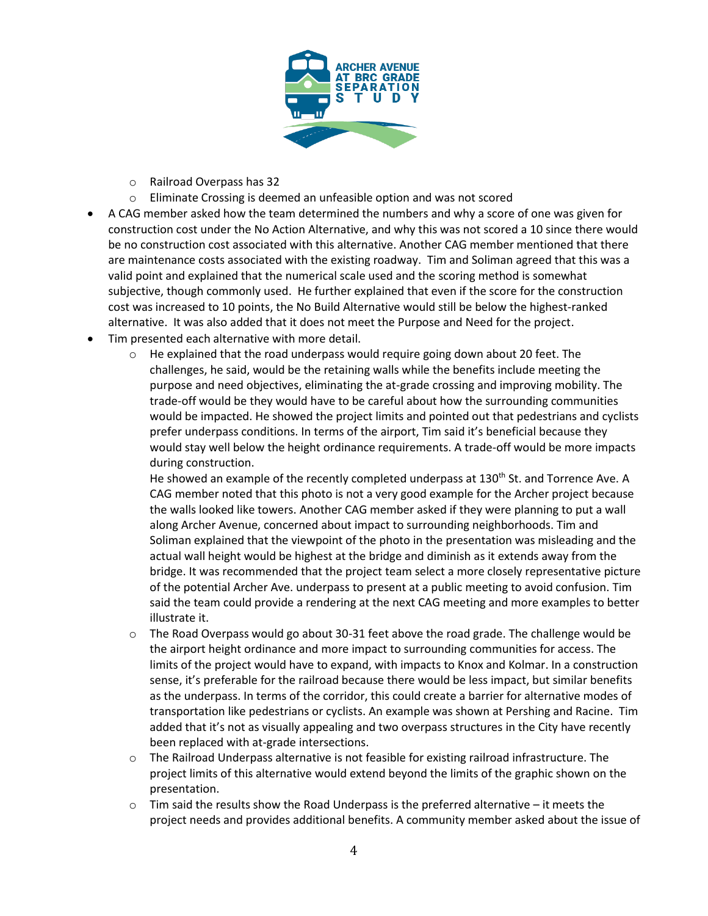- Railroad Overpass has 32
- Eliminate Crossing is deemed an unfeasible option and was not scored

- A CAG member asked how the team determined the numbers and why a score of one was given for construction cost under the No Action Alternative, and why this was not scored a 10 since there would be no construction cost associated with this alternative. Another CAG member mentioned that there are maintenance costs associated with the existing roadway. Tim and Soliman agreed that this was a valid point and explained that the numerical scale used and the scoring method is somewhat subjective, though commonly used. He further explained that even if the score for the construction cost was increased to 10 points, the No Build Alternative would still be below the highest-ranked alternative. It was also added that it does not meet the Purpose and Need for the project.
- Tim presented each alternative with more detail.
  - He explained that the road underpass would require going down about 20 feet. The challenges, he said, would be the retaining walls while the benefits include meeting the purpose and need objectives, eliminating the at-grade crossing and improving mobility. The trade-off would be they would have to be careful about how the surrounding communities would be impacted. He showed the project limits and pointed out that pedestrians and cyclists prefer underpass conditions. In terms of the airport, Tim said it's beneficial because they would stay well below the height ordinance requirements. A trade-off would be more impacts during construction.

    He showed an example of the recently completed underpass at 130th St. and Torrence Ave. A CAG member noted that this photo is not a very good example for the Archer project because the walls looked like towers. Another CAG member asked if they were planning to put a wall along Archer Avenue, concerned about impact to surrounding neighborhoods. Tim and Soliman explained that the viewpoint of the photo in the presentation was misleading and the actual wall height would be highest at the bridge and diminish as it extends away from the bridge. It was recommended that the project team select a more closely representative picture of the potential Archer Ave. underpass to present at a public meeting to avoid confusion. Tim said the team could provide a rendering at the next CAG meeting and more examples to better illustrate it.
  - The Road Overpass would go about 30-31 feet above the road grade. The challenge would be the airport height ordinance and more impact to surrounding communities for access. The limits of the project would have to expand, with impacts to Knox and Kolmar. In a construction sense, it's preferable for the railroad because there would be less impact, but similar benefits as the underpass. In terms of the corridor, this could create a barrier for alternative modes of transportation like pedestrians or cyclists. An example was shown at Pershing and Racine. Tim added that it's not as visually appealing and two overpass structures in the City have recently been replaced with at-grade intersections.
  - The Railroad Underpass alternative is not feasible for existing railroad infrastructure. The project limits of this alternative would extend beyond the limits of the graphic shown on the presentation.
  - Tim said the results show the Road Underpass is the preferred alternative – it meets the project needs and provides additional benefits. A community member asked about the issue of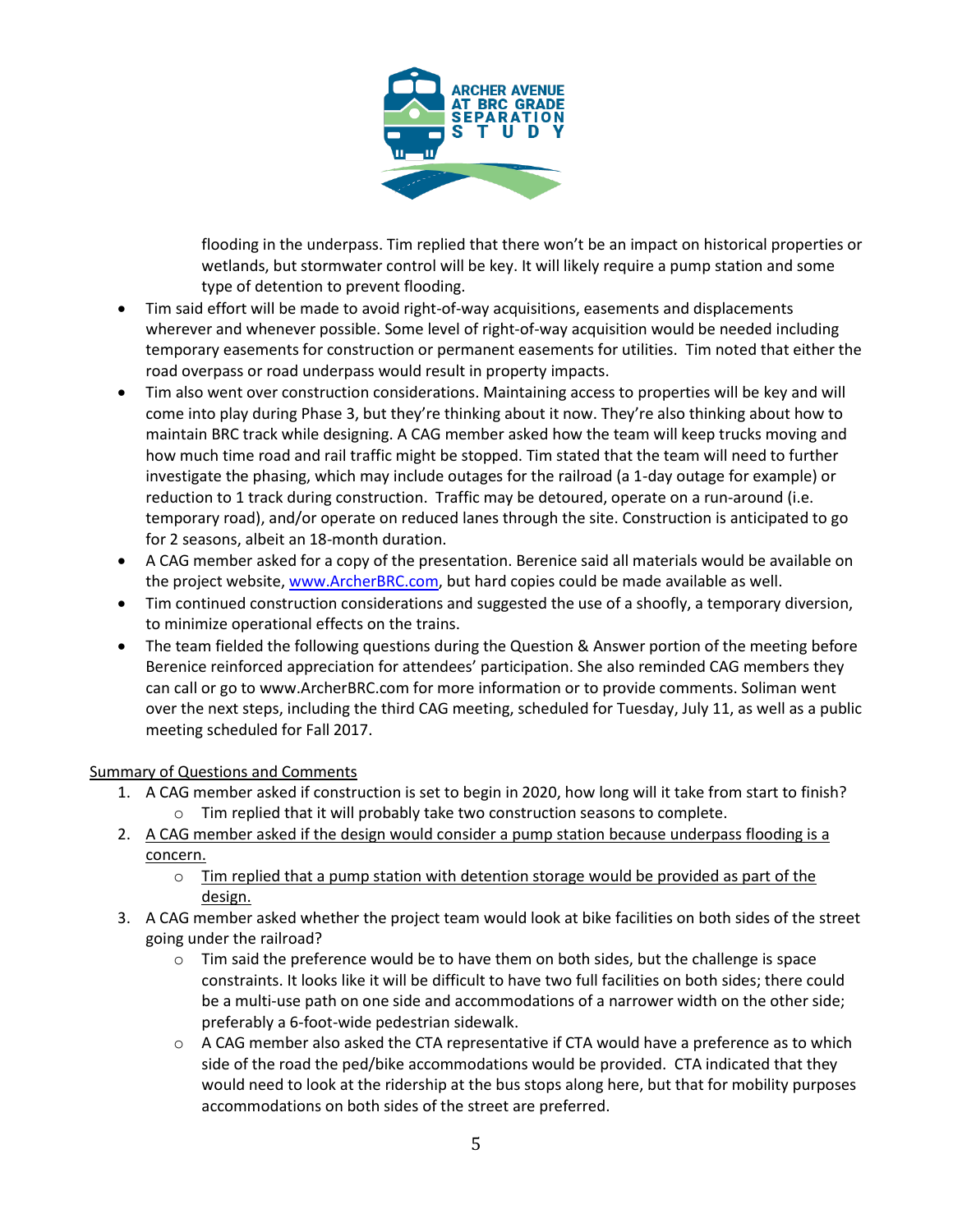flooding in the underpass. Tim replied that there won't be an impact on historical properties or wetlands, but stormwater control will be key. It will likely require a pump station and some type of detention to prevent flooding.

- Tim said effort will be made to avoid right-of-way acquisitions, easements and displacements wherever and whenever possible. Some level of right-of-way acquisition would be needed including temporary easements for construction or permanent easements for utilities. Tim noted that either the road overpass or road underpass would result in property impacts.
- Tim also went over construction considerations. Maintaining access to properties will be key and will come into play during Phase 3, but they're thinking about it now. They're also thinking about how to maintain BRC track while designing. A CAG member asked how the team will keep trucks moving and how much time road and rail traffic might be stopped. Tim stated that the team will need to further investigate the phasing, which may include outages for the railroad (a 1-day outage for example) or reduction to 1 track during construction. Traffic may be detoured, operate on a run-around (i.e. temporary road), and/or operate on reduced lanes through the site. Construction is anticipated to go for 2 seasons, albeit an 18-month duration.
- A CAG member asked for a copy of the presentation. Berenice said all materials would be available on the project website, [www.ArcherBRC.com](www.ArcherBRC.com), but hard copies could be made available as well.
- Tim continued construction considerations and suggested the use of a shoofly, a temporary diversion, to minimize operational effects on the trains.
- The team fielded the following questions during the Question & Answer portion of the meeting before Berenice reinforced appreciation for attendees' participation. She also reminded CAG members they can call or go to www.ArcherBRC.com for more information or to provide comments. Soliman went over the next steps, including the third CAG meeting, scheduled for Tuesday, July 11, as well as a public meeting scheduled for Fall 2017.

<u>Summary of Questions and Comments</u>

1. A CAG member asked if construction is set to begin in 2020, how long will it take from start to finish?
   - Tim replied that it will probably take two construction seasons to complete.
2. <u>A CAG member asked if the design would consider a pump station because underpass flooding is a concern.</u>
   - <u>Tim replied that a pump station with detention storage would be provided as part of the design.</u>
3. A CAG member asked whether the project team would look at bike facilities on both sides of the street going under the railroad?
   - Tim said the preference would be to have them on both sides, but the challenge is space constraints. It looks like it will be difficult to have two full facilities on both sides; there could be a multi-use path on one side and accommodations of a narrower width on the other side; preferably a 6-foot-wide pedestrian sidewalk.
   - A CAG member also asked the CTA representative if CTA would have a preference as to which side of the road the ped/bike accommodations would be provided. CTA indicated that they would need to look at the ridership at the bus stops along here, but that for mobility purposes accommodations on both sides of the street are preferred.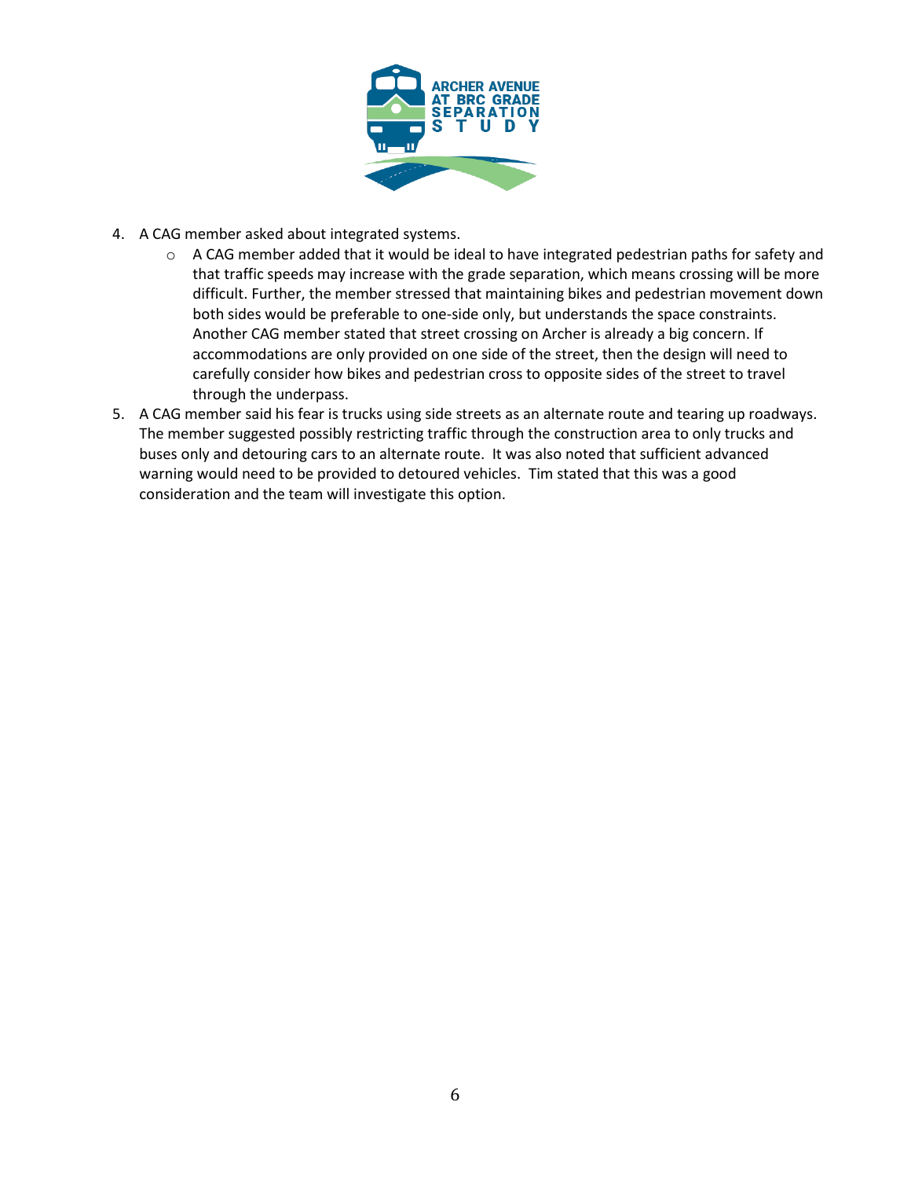4. A CAG member asked about integrated systems.
   - A CAG member added that it would be ideal to have integrated pedestrian paths for safety and that traffic speeds may increase with the grade separation, which means crossing will be more difficult. Further, the member stressed that maintaining bikes and pedestrian movement down both sides would be preferable to one-side only, but understands the space constraints. Another CAG member stated that street crossing on Archer is already a big concern. If accommodations are only provided on one side of the street, then the design will need to carefully consider how bikes and pedestrian cross to opposite sides of the street to travel through the underpass.
5. A CAG member said his fear is trucks using side streets as an alternate route and tearing up roadways. The member suggested possibly restricting traffic through the construction area to only trucks and buses only and detouring cars to an alternate route. It was also noted that sufficient advanced warning would need to be provided to detoured vehicles. Tim stated that this was a good consideration and the team will investigate this option.